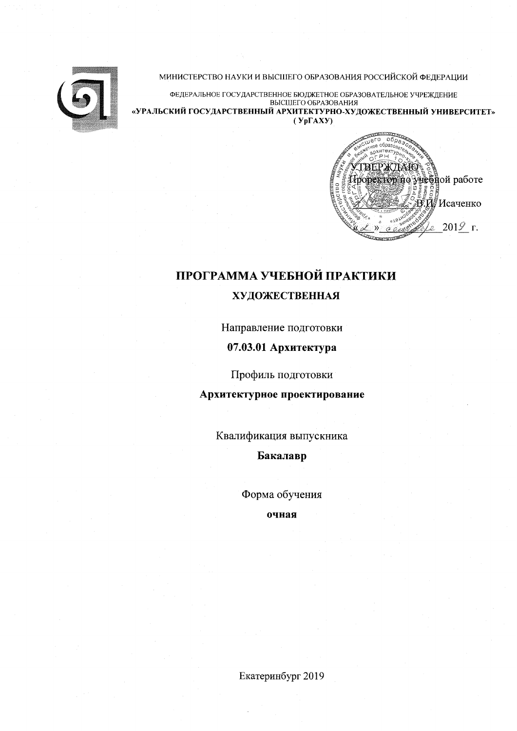МИНИСТЕРСТВО НАУКИ И ВЫСШЕГО ОБРАЗОВАНИЯ РОССИЙСКОЙ ФЕДЕРАЦИИ

ФЕДЕРАЛЬНОЕ ГОСУДАРСТВЕННОЕ БЮДЖЕТНОЕ ОБРАЗОВАТЕЛЬНОЕ УЧРЕЖДЕНИЕ
ВЫСШЕГО ОБРАЗОВАНИЯ
**«УРАЛЬСКИЙ ГОСУДАРСТВЕННЫЙ АРХИТЕКТУРНО-ХУДОЖЕСТВЕННЫЙ УНИВЕРСИТЕТ»**
**( УрГАХУ)**

УТВЕРЖДАЮ
Проректор по учебной работе
_________ В.И. Исаченко
« 2 » декабря 2019 г.

# ПРОГРАММА УЧЕБНОЙ ПРАКТИКИ

## ХУДОЖЕСТВЕННАЯ

Направление подготовки

**07.03.01 Архитектура**

Профиль подготовки

**Архитектурное проектирование**

Квалификация выпускника

**Бакалавр**

Форма обучения

**очная**

Екатеринбург 2019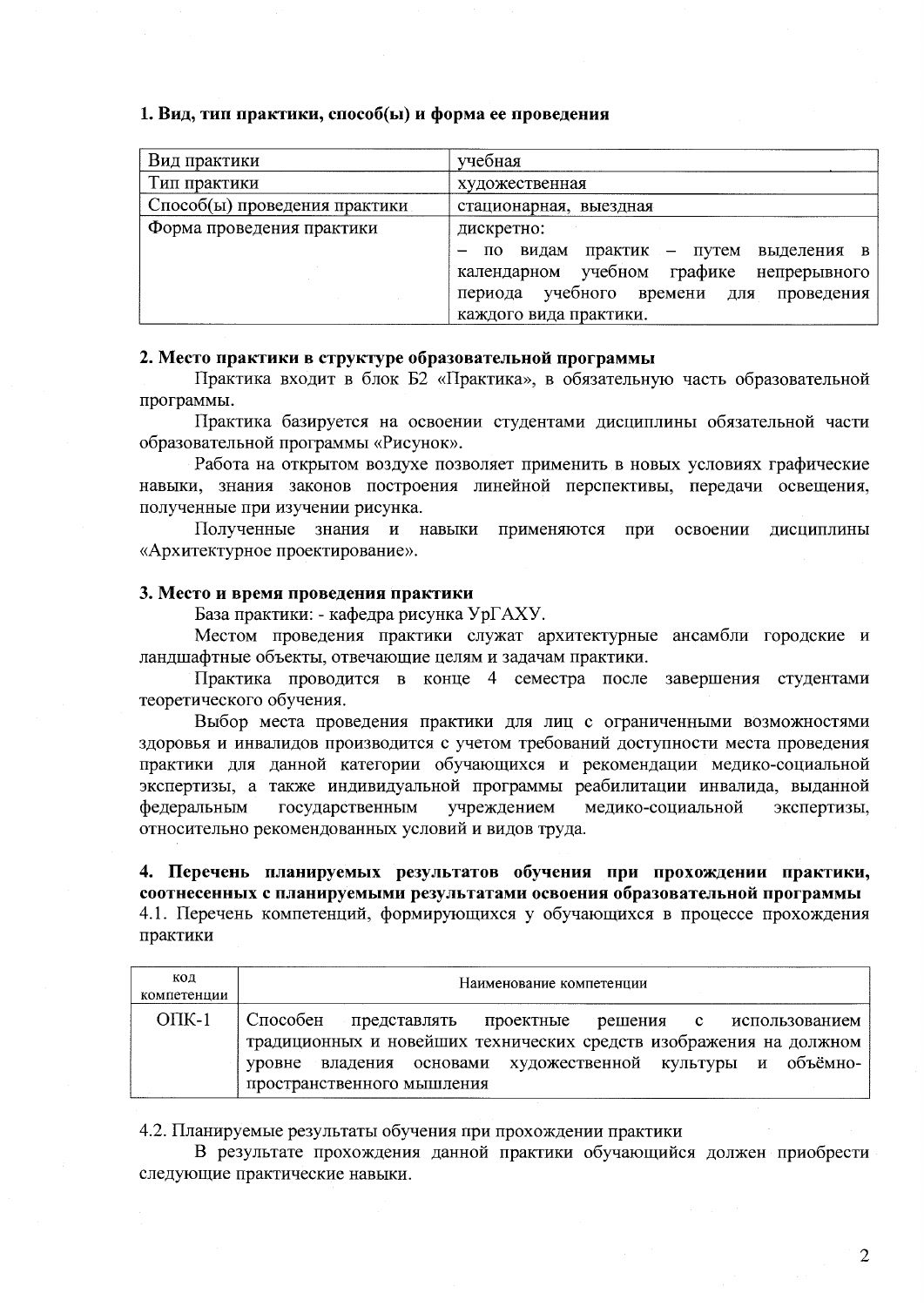### 1. Вид, тип практики, способ(ы) и форма ее проведения

| Вид практики | учебная |
| --- | --- |
| Тип практики | художественная |
| Способ(ы) проведения практики | стационарная, выездная |
| Форма проведения практики | дискретно: – по видам практик – путем выделения в календарном учебном графике непрерывного периода учебного времени для проведения каждого вида практики. |

### 2. Место практики в структуре образовательной программы

Практика входит в блок Б2 «Практика», в обязательную часть образовательной программы.

Практика базируется на освоении студентами дисциплины обязательной части образовательной программы «Рисунок».

Работа на открытом воздухе позволяет применить в новых условиях графические навыки, знания законов построения линейной перспективы, передачи освещения, полученные при изучении рисунка.

Полученные знания и навыки применяются при освоении дисциплины «Архитектурное проектирование».

### 3. Место и время проведения практики

База практики: - кафедра рисунка УрГАХУ.

Местом проведения практики служат архитектурные ансамбли городские и ландшафтные объекты, отвечающие целям и задачам практики.

Практика проводится в конце 4 семестра после завершения студентами теоретического обучения.

Выбор места проведения практики для лиц с ограниченными возможностями здоровья и инвалидов производится с учетом требований доступности места проведения практики для данной категории обучающихся и рекомендации медико-социальной экспертизы, а также индивидуальной программы реабилитации инвалида, выданной федеральным государственным учреждением медико-социальной экспертизы, относительно рекомендованных условий и видов труда.

### 4. Перечень планируемых результатов обучения при прохождении практики, соотнесенных с планируемыми результатами освоения образовательной программы

4.1. Перечень компетенций, формирующихся у обучающихся в процессе прохождения практики

| код компетенции | Наименование компетенции |
| --- | --- |
| ОПК-1 | Способен представлять проектные решения с использованием традиционных и новейших технических средств изображения на должном уровне владения основами художественной культуры и объёмно-пространственного мышления |

4.2. Планируемые результаты обучения при прохождении практики

В результате прохождения данной практики обучающийся должен приобрести следующие практические навыки.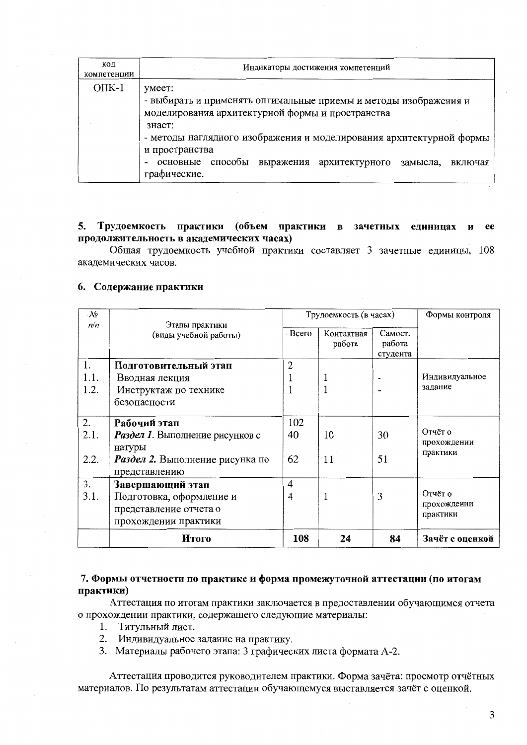| код компетенции | Индикаторы достижения компетенций |
|---|---|
| ОПК-1 | умеет:<br>- выбирать и применять оптимальные приемы и методы изображения и моделирования архитектурной формы и пространства<br>знает:<br>- методы наглядного изображения и моделирования архитектурной формы и пространства<br>- основные способы выражения архитектурного замысла, включая графические. |

## 5. Трудоемкость практики (объем практики в зачетных единицах и ее продолжительность в академических часах)

Общая трудоемкость учебной практики составляет 3 зачетные единицы, 108 академических часов.

## 6. Содержание практики

| № п/п | Этапы практики (виды учебной работы) | Трудоемкость (в часах) | | | Формы контроля |
|---|---|---|---|---|---|
| | | Всего | Контактная работа | Самост. работа студента | |
| 1. | **Подготовительный этап** | 2 | | | Индивидуальное задание |
| 1.1. | Вводная лекция | 1 | 1 | - | |
| 1.2. | Инструктаж по технике безопасности | 1 | 1 | - | |
| 2. | **Рабочий этап** | 102 | | | Отчёт о прохождении практики |
| 2.1. | ***Раздел 1.*** Выполнение рисунков с натуры | 40 | 10 | 30 | |
| 2.2. | ***Раздел 2.*** Выполнение рисунка по представлению | 62 | 11 | 51 | |
| 3. | **Завершающий этап** | 4 | | | Отчёт о прохождении практики |
| 3.1. | Подготовка, оформление и представление отчета о прохождении практики | 4 | 1 | 3 | |
| | **Итого** | **108** | **24** | **84** | **Зачёт с оценкой** |

## 7. Формы отчетности по практике и форма промежуточной аттестации (по итогам практики)

Аттестация по итогам практики заключается в предоставлении обучающимся отчета о прохождении практики, содержащего следующие материалы:

1. Титульный лист.
2. Индивидуальное задание на практику.
3. Материалы рабочего этапа: 3 графических листа формата А-2.

Аттестация проводится руководителем практики. Форма зачёта: просмотр отчётных материалов. По результатам аттестации обучающемуся выставляется зачёт с оценкой.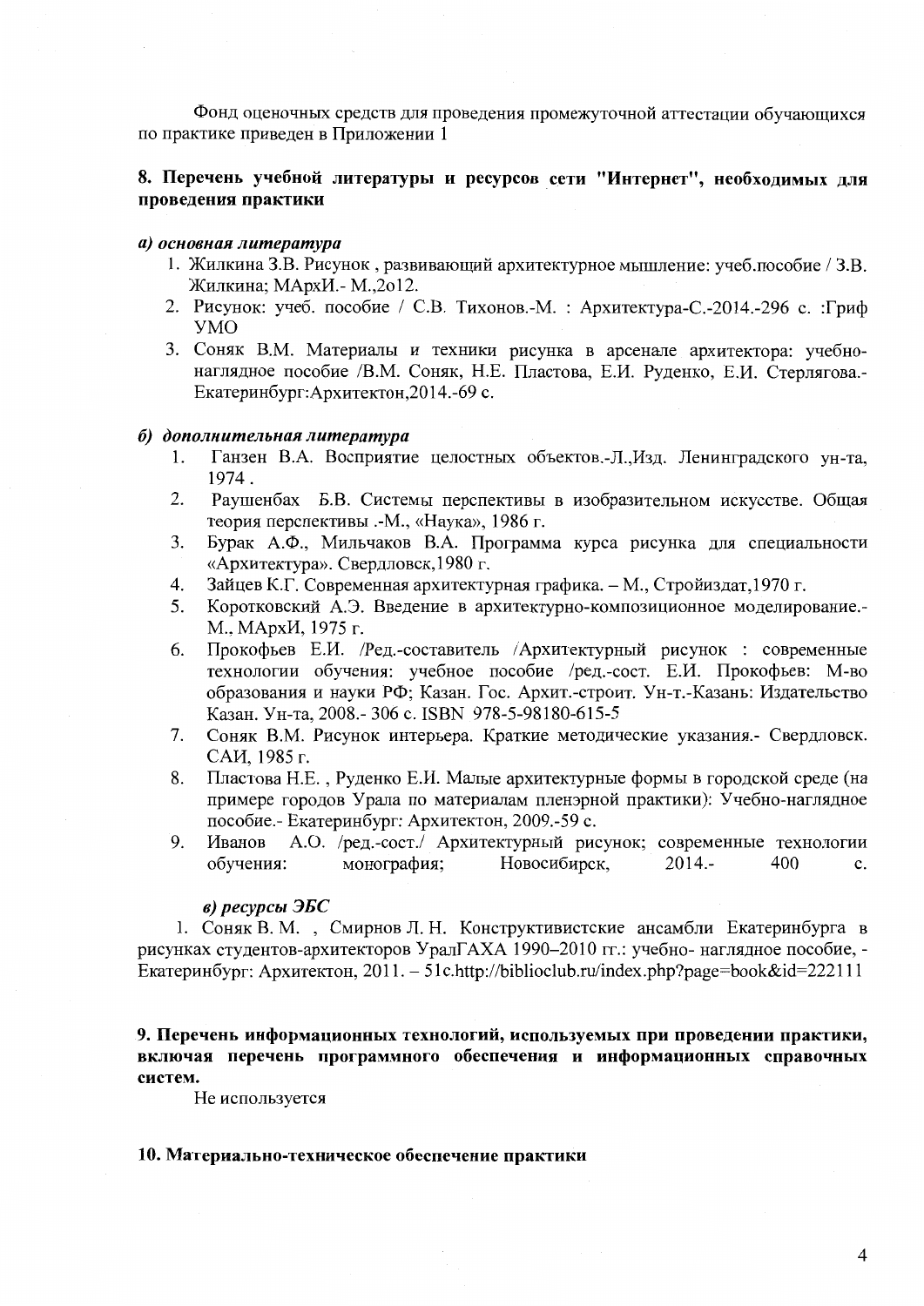Фонд оценочных средств для проведения промежуточной аттестации обучающихся по практике приведен в Приложении 1

## 8. Перечень учебной литературы и ресурсов сети "Интернет", необходимых для проведения практики

***а) основная литература***

1. Жилкина З.В. Рисунок , развивающий архитектурное мышление: учеб.пособие / З.В. Жилкина; МАрхИ.- М.,2о12.
2. Рисунок: учеб. пособие / С.В. Тихонов.-М. : Архитектура-С.-2014.-296 с. :Гриф УМО
3. Соняк В.М. Материалы и техники рисунка в арсенале архитектора: учебно-наглядное пособие /В.М. Соняк, Н.Е. Пластова, Е.И. Руденко, Е.И. Стерлягова.- Екатеринбург:Архитектон,2014.-69 с.

***б) дополнительная литература***

1. Ганзен В.А. Восприятие целостных объектов.-Л.,Изд. Ленинградского ун-та, 1974 .
2. Раушенбах Б.В. Системы перспективы в изобразительном искусстве. Общая теория перспективы .-М., «Наука», 1986 г.
3. Бурак А.Ф., Мильчаков В.А. Программа курса рисунка для специальности «Архитектура». Свердловск,1980 г.
4. Зайцев К.Г. Современная архитектурная графика. – М., Стройиздат,1970 г.
5. Коротковский А.Э. Введение в архитектурно-композиционное моделирование.- М., МАрхИ, 1975 г.
6. Прокофьев Е.И. /Ред.-составитель /Архитектурный рисунок : современные технологии обучения: учебное пособие /ред.-сост. Е.И. Прокофьев: М-во образования и науки РФ; Казан. Гос. Архит.-строит. Ун-т.-Казань: Издательство Казан. Ун-та, 2008.- 306 с. ISBN 978-5-98180-615-5
7. Соняк В.М. Рисунок интерьера. Краткие методические указания.- Свердловск. САИ, 1985 г.
8. Пластова Н.Е. , Руденко Е.И. Малые архитектурные формы в городской среде (на примере городов Урала по материалам пленэрной практики): Учебно-наглядное пособие.- Екатеринбург: Архитектон, 2009.-59 с.
9. Иванов А.О. /ред.-сост./ Архитектурный рисунок; современные технологии обучения: монография; Новосибирск, 2014.- 400 с.

***в) ресурсы ЭБС***

1. Соняк В. М. , Смирнов Л. Н. Конструктивистские ансамбли Екатеринбурга в рисунках студентов-архитекторов УралГАХА 1990–2010 гг.: учебно- наглядное пособие, - Екатеринбург: Архитектон, 2011. – 51с.http://biblioclub.ru/index.php?page=book&id=222111

## 9. Перечень информационных технологий, используемых при проведении практики, включая перечень программного обеспечения и информационных справочных систем.

Не используется

## 10. Материально-техническое обеспечение практики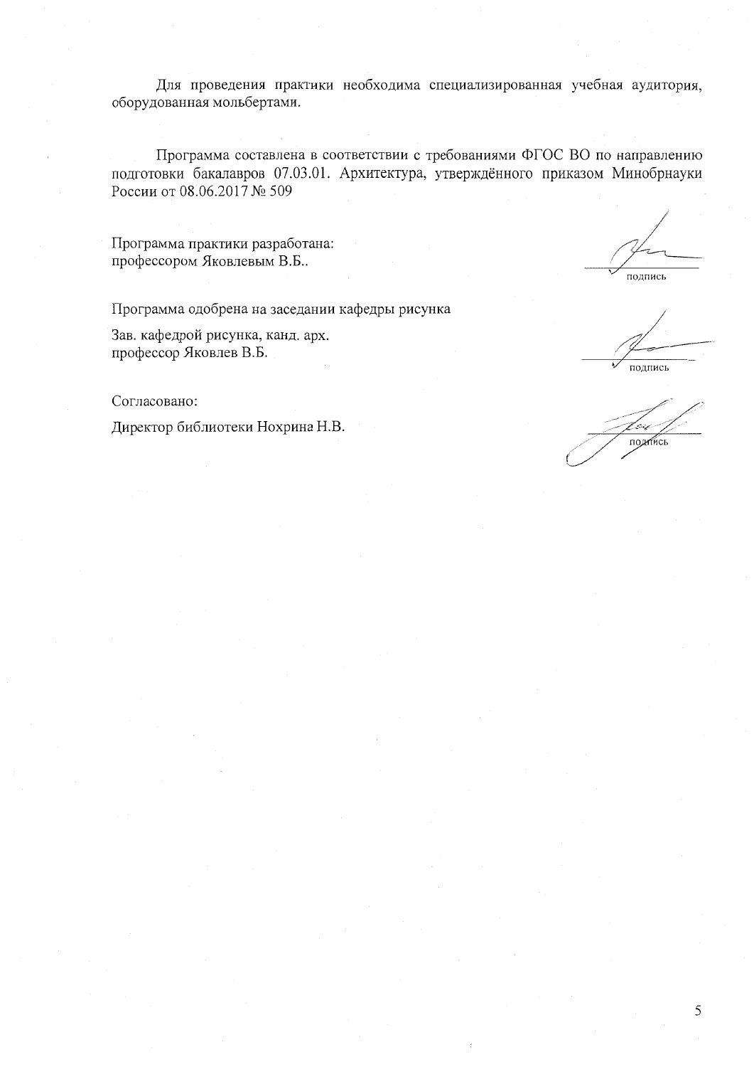Для проведения практики необходима специализированная учебная аудитория, оборудованная мольбертами.

Программа составлена в соответствии с требованиями ФГОС ВО по направлению подготовки бакалавров 07.03.01. Архитектура, утверждённого приказом Минобрнауки России от 08.06.2017 № 509

Программа практики разработана:
профессором Яковлевым В.Б..

подпись

Программа одобрена на заседании кафедры рисунка

Зав. кафедрой рисунка, канд. арх.
профессор Яковлев В.Б.

подпись

Согласовано:

Директор библиотеки Нохрина Н.В.

подпись